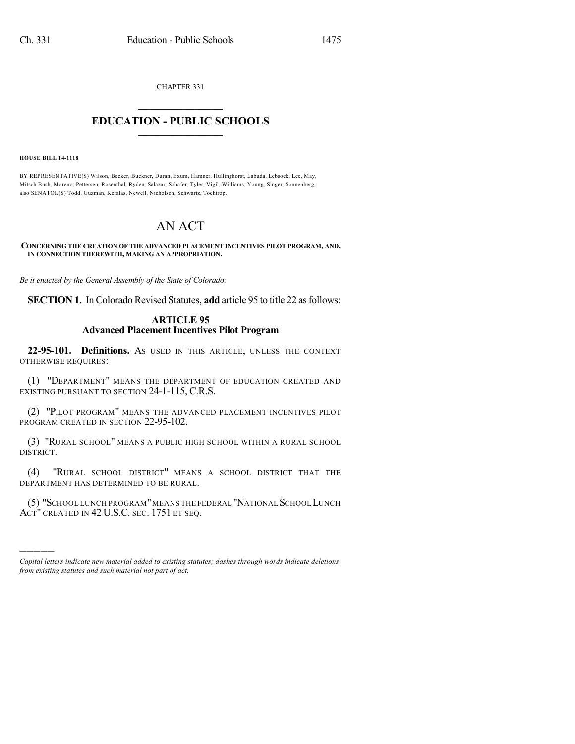CHAPTER 331

# EDUCATION - PUBLIC SCHOOLS

**HOUSE BILL 14-1118**

BY REPRESENTATIVE(S) Wilson, Becker, Buckner, Duran, Exum, Hamner, Hullinghorst, Labuda, Lebsock, Lee, May, Mitsch Bush, Moreno, Pettersen, Rosenthal, Ryden, Salazar, Schafer, Tyler, Vigil, Williams, Young, Singer, Sonnenberg; also SENATOR(S) Todd, Guzman, Kefalas, Newell, Nicholson, Schwartz, Tochtrop.

# AN ACT

**CONCERNING THE CREATION OF THE ADVANCED PLACEMENT INCENTIVES PILOT PROGRAM, AND, IN CONNECTION THEREWITH, MAKING AN APPROPRIATION.**

*Be it enacted by the General Assembly of the State of Colorado:*

**SECTION 1.** In Colorado Revised Statutes, **add** article 95 to title 22 as follows:

## ARTICLE 95
## Advanced Placement Incentives Pilot Program

**22-95-101. Definitions.** AS USED IN THIS ARTICLE, UNLESS THE CONTEXT OTHERWISE REQUIRES:

(1) "DEPARTMENT" MEANS THE DEPARTMENT OF EDUCATION CREATED AND EXISTING PURSUANT TO SECTION 24-1-115, C.R.S.

(2) "PILOT PROGRAM" MEANS THE ADVANCED PLACEMENT INCENTIVES PILOT PROGRAM CREATED IN SECTION 22-95-102.

(3) "RURAL SCHOOL" MEANS A PUBLIC HIGH SCHOOL WITHIN A RURAL SCHOOL DISTRICT.

(4) "RURAL SCHOOL DISTRICT" MEANS A SCHOOL DISTRICT THAT THE DEPARTMENT HAS DETERMINED TO BE RURAL.

(5) "SCHOOL LUNCH PROGRAM" MEANS THE FEDERAL "NATIONAL SCHOOL LUNCH ACT" CREATED IN 42 U.S.C. SEC. 1751 ET SEQ.

---

*Capital letters indicate new material added to existing statutes; dashes through words indicate deletions from existing statutes and such material not part of act.*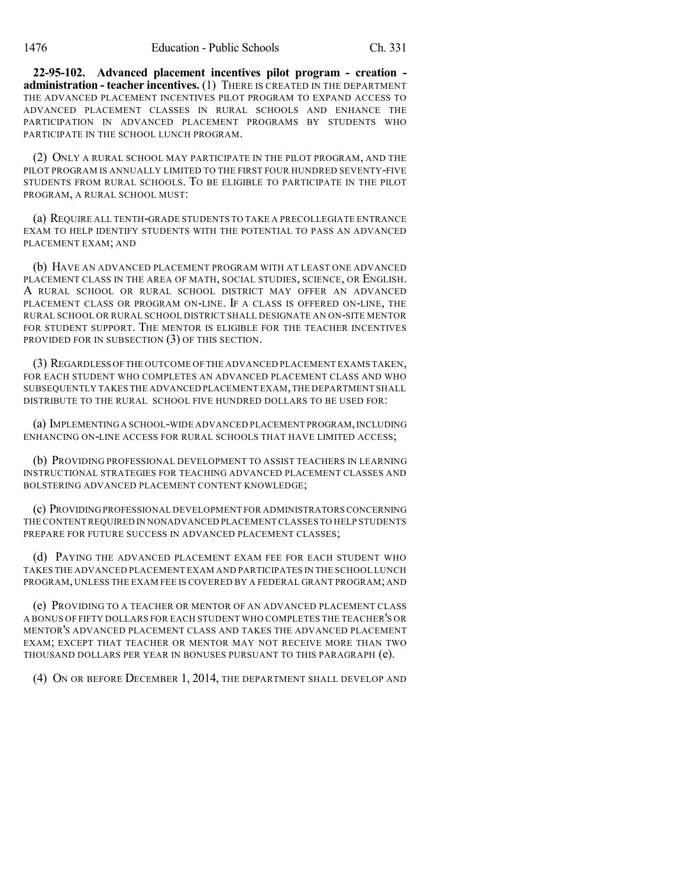**22-95-102. Advanced placement incentives pilot program - creation - administration - teacher incentives.** (1) THERE IS CREATED IN THE DEPARTMENT THE ADVANCED PLACEMENT INCENTIVES PILOT PROGRAM TO EXPAND ACCESS TO ADVANCED PLACEMENT CLASSES IN RURAL SCHOOLS AND ENHANCE THE PARTICIPATION IN ADVANCED PLACEMENT PROGRAMS BY STUDENTS WHO PARTICIPATE IN THE SCHOOL LUNCH PROGRAM.

(2) ONLY A RURAL SCHOOL MAY PARTICIPATE IN THE PILOT PROGRAM, AND THE PILOT PROGRAM IS ANNUALLY LIMITED TO THE FIRST FOUR HUNDRED SEVENTY-FIVE STUDENTS FROM RURAL SCHOOLS. TO BE ELIGIBLE TO PARTICIPATE IN THE PILOT PROGRAM, A RURAL SCHOOL MUST:

(a) REQUIRE ALL TENTH-GRADE STUDENTS TO TAKE A PRECOLLEGIATE ENTRANCE EXAM TO HELP IDENTIFY STUDENTS WITH THE POTENTIAL TO PASS AN ADVANCED PLACEMENT EXAM; AND

(b) HAVE AN ADVANCED PLACEMENT PROGRAM WITH AT LEAST ONE ADVANCED PLACEMENT CLASS IN THE AREA OF MATH, SOCIAL STUDIES, SCIENCE, OR ENGLISH. A RURAL SCHOOL OR RURAL SCHOOL DISTRICT MAY OFFER AN ADVANCED PLACEMENT CLASS OR PROGRAM ON-LINE. IF A CLASS IS OFFERED ON-LINE, THE RURAL SCHOOL OR RURAL SCHOOL DISTRICT SHALL DESIGNATE AN ON-SITE MENTOR FOR STUDENT SUPPORT. THE MENTOR IS ELIGIBLE FOR THE TEACHER INCENTIVES PROVIDED FOR IN SUBSECTION (3) OF THIS SECTION.

(3) REGARDLESS OF THE OUTCOME OF THE ADVANCED PLACEMENT EXAMS TAKEN, FOR EACH STUDENT WHO COMPLETES AN ADVANCED PLACEMENT CLASS AND WHO SUBSEQUENTLY TAKES THE ADVANCED PLACEMENT EXAM, THE DEPARTMENT SHALL DISTRIBUTE TO THE RURAL SCHOOL FIVE HUNDRED DOLLARS TO BE USED FOR:

(a) IMPLEMENTING A SCHOOL-WIDE ADVANCED PLACEMENT PROGRAM, INCLUDING ENHANCING ON-LINE ACCESS FOR RURAL SCHOOLS THAT HAVE LIMITED ACCESS;

(b) PROVIDING PROFESSIONAL DEVELOPMENT TO ASSIST TEACHERS IN LEARNING INSTRUCTIONAL STRATEGIES FOR TEACHING ADVANCED PLACEMENT CLASSES AND BOLSTERING ADVANCED PLACEMENT CONTENT KNOWLEDGE;

(c) PROVIDING PROFESSIONAL DEVELOPMENT FOR ADMINISTRATORS CONCERNING THE CONTENT REQUIRED IN NONADVANCED PLACEMENT CLASSES TO HELP STUDENTS PREPARE FOR FUTURE SUCCESS IN ADVANCED PLACEMENT CLASSES;

(d) PAYING THE ADVANCED PLACEMENT EXAM FEE FOR EACH STUDENT WHO TAKES THE ADVANCED PLACEMENT EXAM AND PARTICIPATES IN THE SCHOOL LUNCH PROGRAM, UNLESS THE EXAM FEE IS COVERED BY A FEDERAL GRANT PROGRAM; AND

(e) PROVIDING TO A TEACHER OR MENTOR OF AN ADVANCED PLACEMENT CLASS A BONUS OF FIFTY DOLLARS FOR EACH STUDENT WHO COMPLETES THE TEACHER'S OR MENTOR'S ADVANCED PLACEMENT CLASS AND TAKES THE ADVANCED PLACEMENT EXAM; EXCEPT THAT TEACHER OR MENTOR MAY NOT RECEIVE MORE THAN TWO THOUSAND DOLLARS PER YEAR IN BONUSES PURSUANT TO THIS PARAGRAPH (e).

(4) ON OR BEFORE DECEMBER 1, 2014, THE DEPARTMENT SHALL DEVELOP AND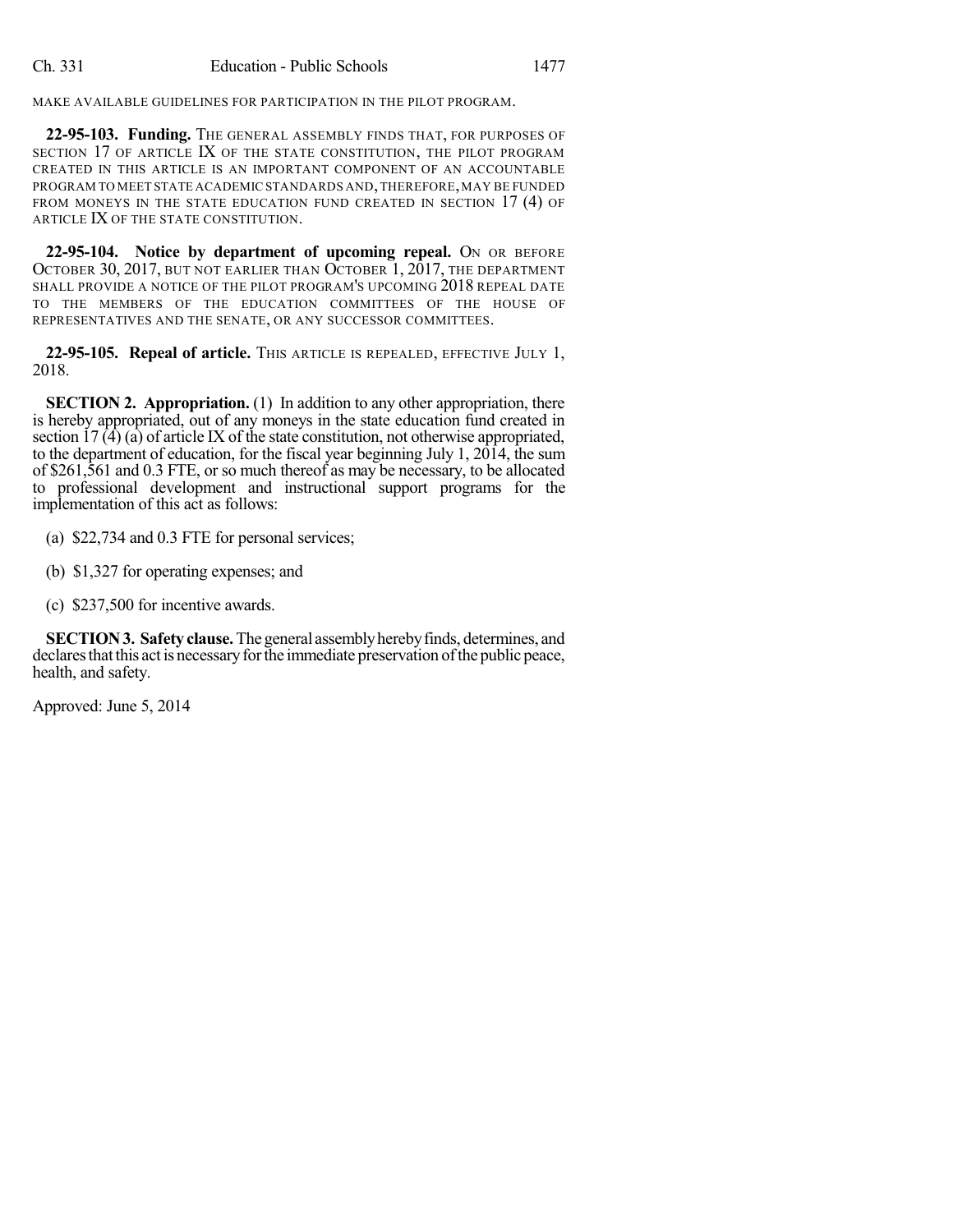MAKE AVAILABLE GUIDELINES FOR PARTICIPATION IN THE PILOT PROGRAM.

**22-95-103. Funding.** THE GENERAL ASSEMBLY FINDS THAT, FOR PURPOSES OF SECTION 17 OF ARTICLE IX OF THE STATE CONSTITUTION, THE PILOT PROGRAM CREATED IN THIS ARTICLE IS AN IMPORTANT COMPONENT OF AN ACCOUNTABLE PROGRAM TO MEET STATE ACADEMIC STANDARDS AND, THEREFORE, MAY BE FUNDED FROM MONEYS IN THE STATE EDUCATION FUND CREATED IN SECTION 17 (4) OF ARTICLE IX OF THE STATE CONSTITUTION.

**22-95-104. Notice by department of upcoming repeal.** ON OR BEFORE OCTOBER 30, 2017, BUT NOT EARLIER THAN OCTOBER 1, 2017, THE DEPARTMENT SHALL PROVIDE A NOTICE OF THE PILOT PROGRAM'S UPCOMING 2018 REPEAL DATE TO THE MEMBERS OF THE EDUCATION COMMITTEES OF THE HOUSE OF REPRESENTATIVES AND THE SENATE, OR ANY SUCCESSOR COMMITTEES.

**22-95-105. Repeal of article.** THIS ARTICLE IS REPEALED, EFFECTIVE JULY 1, 2018.

**SECTION 2. Appropriation.** (1) In addition to any other appropriation, there is hereby appropriated, out of any moneys in the state education fund created in section 17 (4) (a) of article IX of the state constitution, not otherwise appropriated, to the department of education, for the fiscal year beginning July 1, 2014, the sum of $261,561 and 0.3 FTE, or so much thereof as may be necessary, to be allocated to professional development and instructional support programs for the implementation of this act as follows:

(a) $22,734 and 0.3 FTE for personal services;

(b) $1,327 for operating expenses; and

(c) $237,500 for incentive awards.

**SECTION 3. Safety clause.** The general assembly hereby finds, determines, and declares that this act is necessary for the immediate preservation of the public peace, health, and safety.

Approved: June 5, 2014